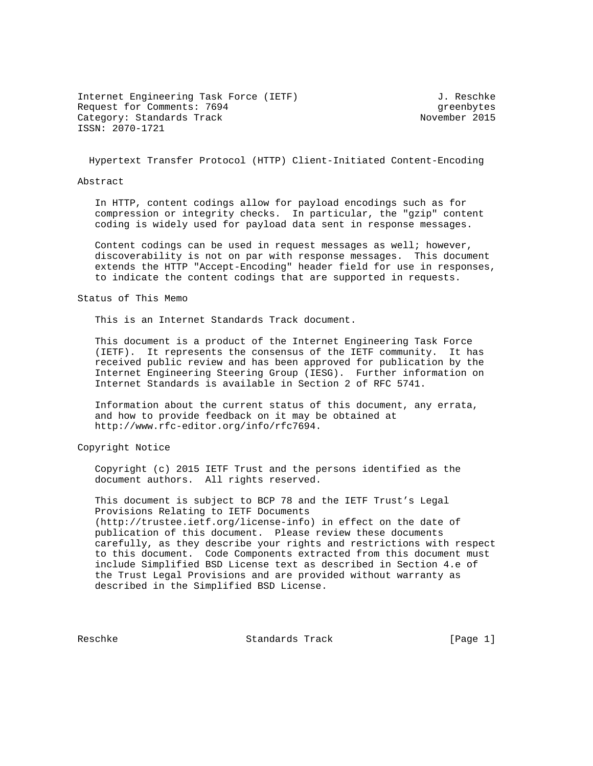Internet Engineering Task Force (IETF) J. Reschke
Request for Comments: 7694 greenbytes
Category: Standards Track November 2015
ISSN: 2070-1721

# Hypertext Transfer Protocol (HTTP) Client-Initiated Content-Encoding

## Abstract

In HTTP, content codings allow for payload encodings such as for compression or integrity checks. In particular, the "gzip" content coding is widely used for payload data sent in response messages.

Content codings can be used in request messages as well; however, discoverability is not on par with response messages. This document extends the HTTP "Accept-Encoding" header field for use in responses, to indicate the content codings that are supported in requests.

## Status of This Memo

This is an Internet Standards Track document.

This document is a product of the Internet Engineering Task Force (IETF). It represents the consensus of the IETF community. It has received public review and has been approved for publication by the Internet Engineering Steering Group (IESG). Further information on Internet Standards is available in Section 2 of RFC 5741.

Information about the current status of this document, any errata, and how to provide feedback on it may be obtained at http://www.rfc-editor.org/info/rfc7694.

## Copyright Notice

Copyright (c) 2015 IETF Trust and the persons identified as the document authors. All rights reserved.

This document is subject to BCP 78 and the IETF Trust's Legal Provisions Relating to IETF Documents (http://trustee.ietf.org/license-info) in effect on the date of publication of this document. Please review these documents carefully, as they describe your rights and restrictions with respect to this document. Code Components extracted from this document must include Simplified BSD License text as described in Section 4.e of the Trust Legal Provisions and are provided without warranty as described in the Simplified BSD License.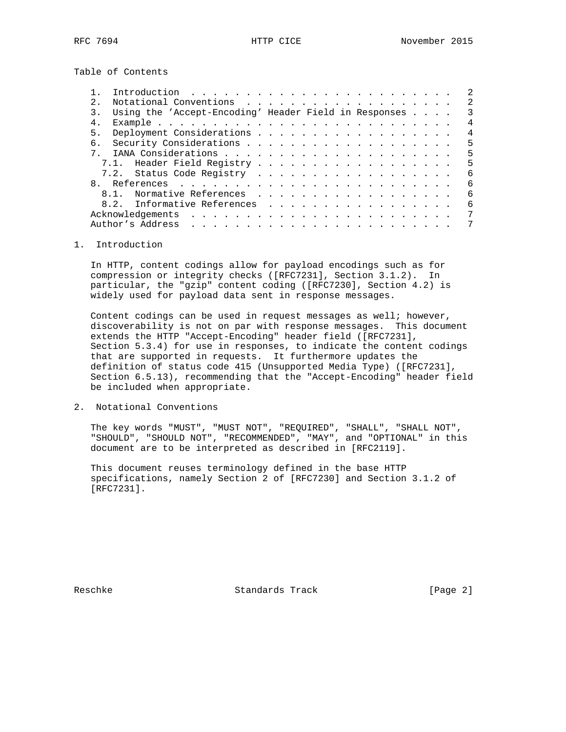Table of Contents

1. Introduction . . . . . . . . . . . . . . . . . . . . . . . . 2
2. Notational Conventions . . . . . . . . . . . . . . . . . . . 2
3. Using the 'Accept-Encoding' Header Field in Responses . . . . 3
4. Example . . . . . . . . . . . . . . . . . . . . . . . . . . . 4
5. Deployment Considerations . . . . . . . . . . . . . . . . . . 4
6. Security Considerations . . . . . . . . . . . . . . . . . . . 5
7. IANA Considerations . . . . . . . . . . . . . . . . . . . . . 5
   7.1. Header Field Registry . . . . . . . . . . . . . . . . . . 5
   7.2. Status Code Registry . . . . . . . . . . . . . . . . . . 6
8. References . . . . . . . . . . . . . . . . . . . . . . . . . 6
   8.1. Normative References . . . . . . . . . . . . . . . . . . 6
   8.2. Informative References . . . . . . . . . . . . . . . . . 6

Acknowledgements . . . . . . . . . . . . . . . . . . . . . . . . 7
Author's Address . . . . . . . . . . . . . . . . . . . . . . . . 7

## 1. Introduction

In HTTP, content codings allow for payload encodings such as for compression or integrity checks ([RFC7231], Section 3.1.2). In particular, the "gzip" content coding ([RFC7230], Section 4.2) is widely used for payload data sent in response messages.

Content codings can be used in request messages as well; however, discoverability is not on par with response messages. This document extends the HTTP "Accept-Encoding" header field ([RFC7231], Section 5.3.4) for use in responses, to indicate the content codings that are supported in requests. It furthermore updates the definition of status code 415 (Unsupported Media Type) ([RFC7231], Section 6.5.13), recommending that the "Accept-Encoding" header field be included when appropriate.

## 2. Notational Conventions

The key words "MUST", "MUST NOT", "REQUIRED", "SHALL", "SHALL NOT", "SHOULD", "SHOULD NOT", "RECOMMENDED", "MAY", and "OPTIONAL" in this document are to be interpreted as described in [RFC2119].

This document reuses terminology defined in the base HTTP specifications, namely Section 2 of [RFC7230] and Section 3.1.2 of [RFC7231].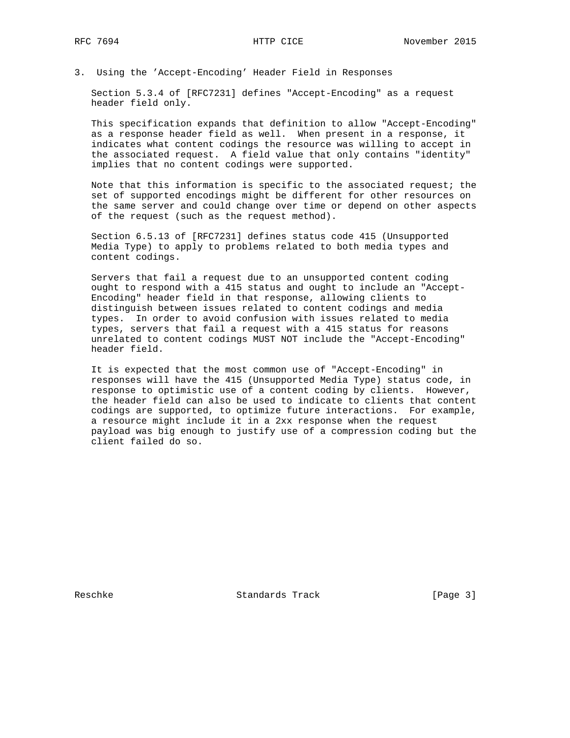## 3. Using the 'Accept-Encoding' Header Field in Responses

Section 5.3.4 of [RFC7231] defines "Accept-Encoding" as a request header field only.

This specification expands that definition to allow "Accept-Encoding" as a response header field as well. When present in a response, it indicates what content codings the resource was willing to accept in the associated request. A field value that only contains "identity" implies that no content codings were supported.

Note that this information is specific to the associated request; the set of supported encodings might be different for other resources on the same server and could change over time or depend on other aspects of the request (such as the request method).

Section 6.5.13 of [RFC7231] defines status code 415 (Unsupported Media Type) to apply to problems related to both media types and content codings.

Servers that fail a request due to an unsupported content coding ought to respond with a 415 status and ought to include an "Accept-Encoding" header field in that response, allowing clients to distinguish between issues related to content codings and media types. In order to avoid confusion with issues related to media types, servers that fail a request with a 415 status for reasons unrelated to content codings MUST NOT include the "Accept-Encoding" header field.

It is expected that the most common use of "Accept-Encoding" in responses will have the 415 (Unsupported Media Type) status code, in response to optimistic use of a content coding by clients. However, the header field can also be used to indicate to clients that content codings are supported, to optimize future interactions. For example, a resource might include it in a 2xx response when the request payload was big enough to justify use of a compression coding but the client failed do so.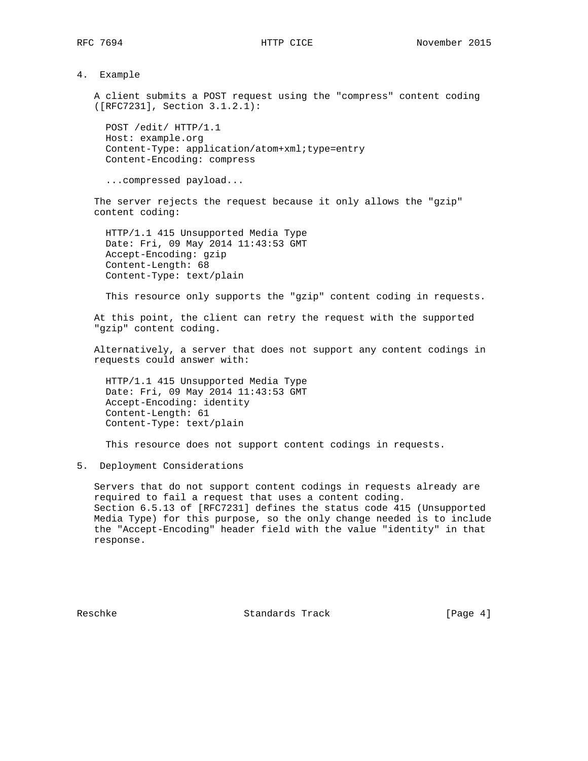## 4. Example

A client submits a POST request using the "compress" content coding ([RFC7231], Section 3.1.2.1):

```
POST /edit/ HTTP/1.1
Host: example.org
Content-Type: application/atom+xml;type=entry
Content-Encoding: compress

...compressed payload...
```

The server rejects the request because it only allows the "gzip" content coding:

```
HTTP/1.1 415 Unsupported Media Type
Date: Fri, 09 May 2014 11:43:53 GMT
Accept-Encoding: gzip
Content-Length: 68
Content-Type: text/plain

This resource only supports the "gzip" content coding in requests.
```

At this point, the client can retry the request with the supported "gzip" content coding.

Alternatively, a server that does not support any content codings in requests could answer with:

```
HTTP/1.1 415 Unsupported Media Type
Date: Fri, 09 May 2014 11:43:53 GMT
Accept-Encoding: identity
Content-Length: 61
Content-Type: text/plain

This resource does not support content codings in requests.
```

## 5. Deployment Considerations

Servers that do not support content codings in requests already are required to fail a request that uses a content coding. Section 6.5.13 of [RFC7231] defines the status code 415 (Unsupported Media Type) for this purpose, so the only change needed is to include the "Accept-Encoding" header field with the value "identity" in that response.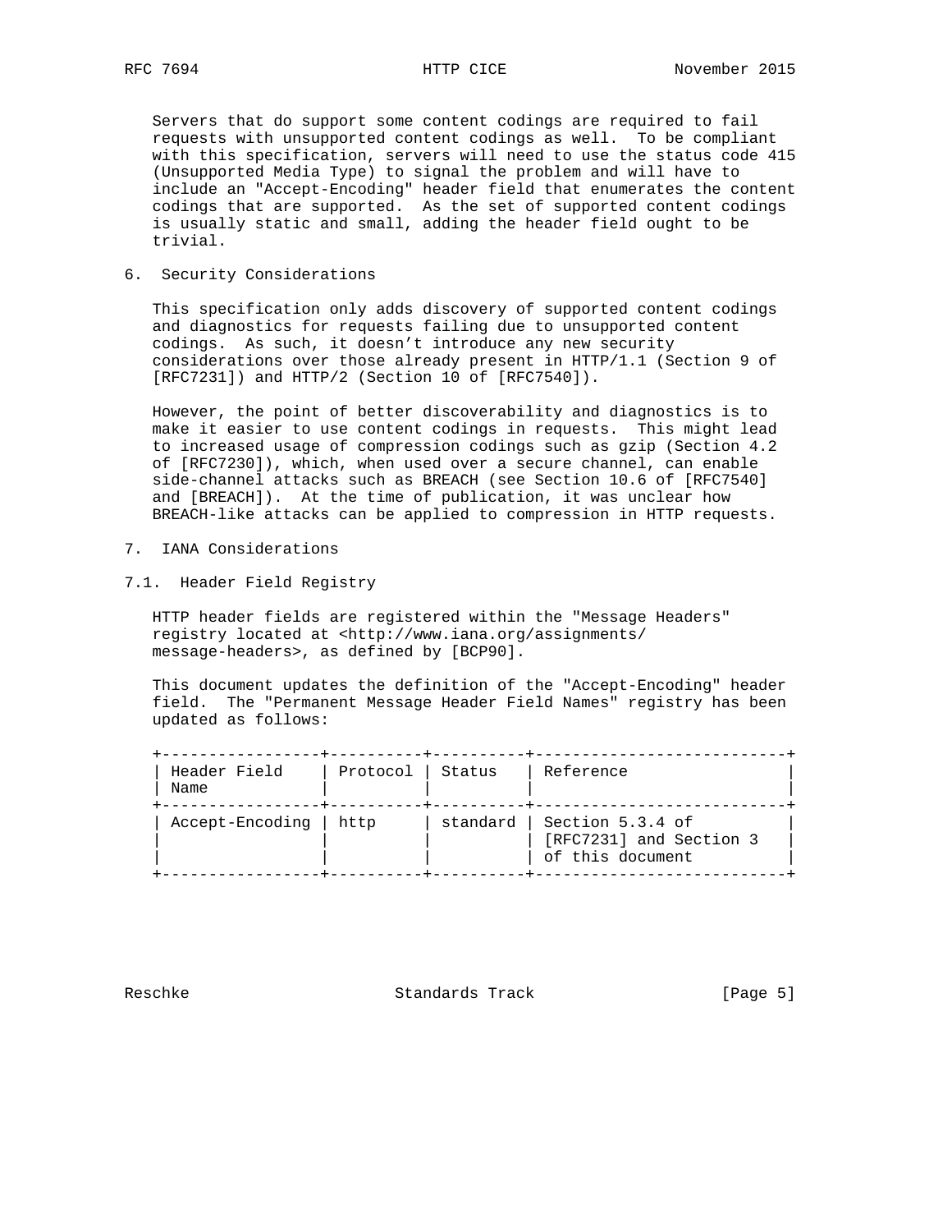Servers that do support some content codings are required to fail requests with unsupported content codings as well. To be compliant with this specification, servers will need to use the status code 415 (Unsupported Media Type) to signal the problem and will have to include an "Accept-Encoding" header field that enumerates the content codings that are supported. As the set of supported content codings is usually static and small, adding the header field ought to be trivial.

## 6. Security Considerations

This specification only adds discovery of supported content codings and diagnostics for requests failing due to unsupported content codings. As such, it doesn't introduce any new security considerations over those already present in HTTP/1.1 (Section 9 of [RFC7231]) and HTTP/2 (Section 10 of [RFC7540]).

However, the point of better discoverability and diagnostics is to make it easier to use content codings in requests. This might lead to increased usage of compression codings such as gzip (Section 4.2 of [RFC7230]), which, when used over a secure channel, can enable side-channel attacks such as BREACH (see Section 10.6 of [RFC7540] and [BREACH]). At the time of publication, it was unclear how BREACH-like attacks can be applied to compression in HTTP requests.

## 7. IANA Considerations

### 7.1. Header Field Registry

HTTP header fields are registered within the "Message Headers" registry located at <http://www.iana.org/assignments/message-headers>, as defined by [BCP90].

This document updates the definition of the "Accept-Encoding" header field. The "Permanent Message Header Field Names" registry has been updated as follows:

| Header Field Name | Protocol | Status | Reference |
| --- | --- | --- | --- |
| Accept-Encoding | http | standard | Section 5.3.4 of [RFC7231] and Section 3 of this document |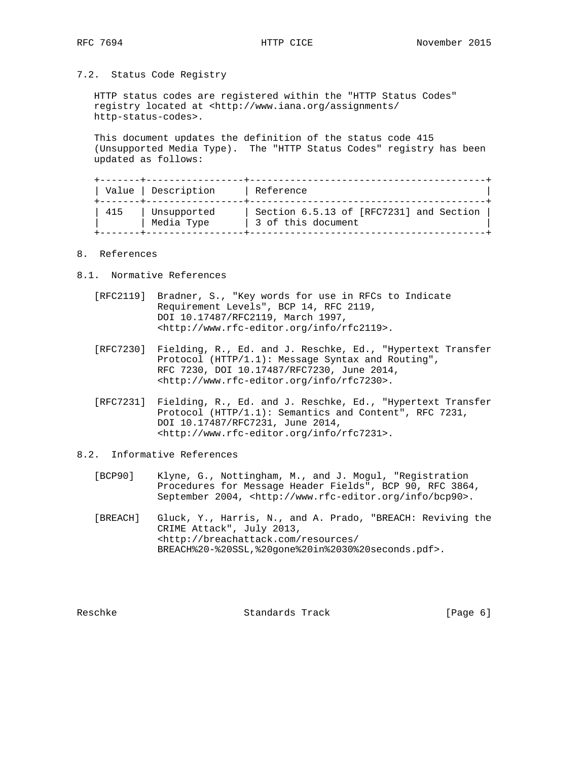### 7.2. Status Code Registry

HTTP status codes are registered within the "HTTP Status Codes" registry located at <http://www.iana.org/assignments/http-status-codes>.

This document updates the definition of the status code 415 (Unsupported Media Type). The "HTTP Status Codes" registry has been updated as follows:

| Value | Description | Reference |
| --- | --- | --- |
| 415 | Unsupported Media Type | Section 6.5.13 of [RFC7231] and Section 3 of this document |

## 8. References

### 8.1. Normative References

[RFC2119] Bradner, S., "Key words for use in RFCs to Indicate Requirement Levels", BCP 14, RFC 2119, DOI 10.17487/RFC2119, March 1997, <http://www.rfc-editor.org/info/rfc2119>.

[RFC7230] Fielding, R., Ed. and J. Reschke, Ed., "Hypertext Transfer Protocol (HTTP/1.1): Message Syntax and Routing", RFC 7230, DOI 10.17487/RFC7230, June 2014, <http://www.rfc-editor.org/info/rfc7230>.

[RFC7231] Fielding, R., Ed. and J. Reschke, Ed., "Hypertext Transfer Protocol (HTTP/1.1): Semantics and Content", RFC 7231, DOI 10.17487/RFC7231, June 2014, <http://www.rfc-editor.org/info/rfc7231>.

### 8.2. Informative References

[BCP90] Klyne, G., Nottingham, M., and J. Mogul, "Registration Procedures for Message Header Fields", BCP 90, RFC 3864, September 2004, <http://www.rfc-editor.org/info/bcp90>.

[BREACH] Gluck, Y., Harris, N., and A. Prado, "BREACH: Reviving the CRIME Attack", July 2013, <http://breachattack.com/resources/BREACH%20-%20SSL,%20gone%20in%2030%20seconds.pdf>.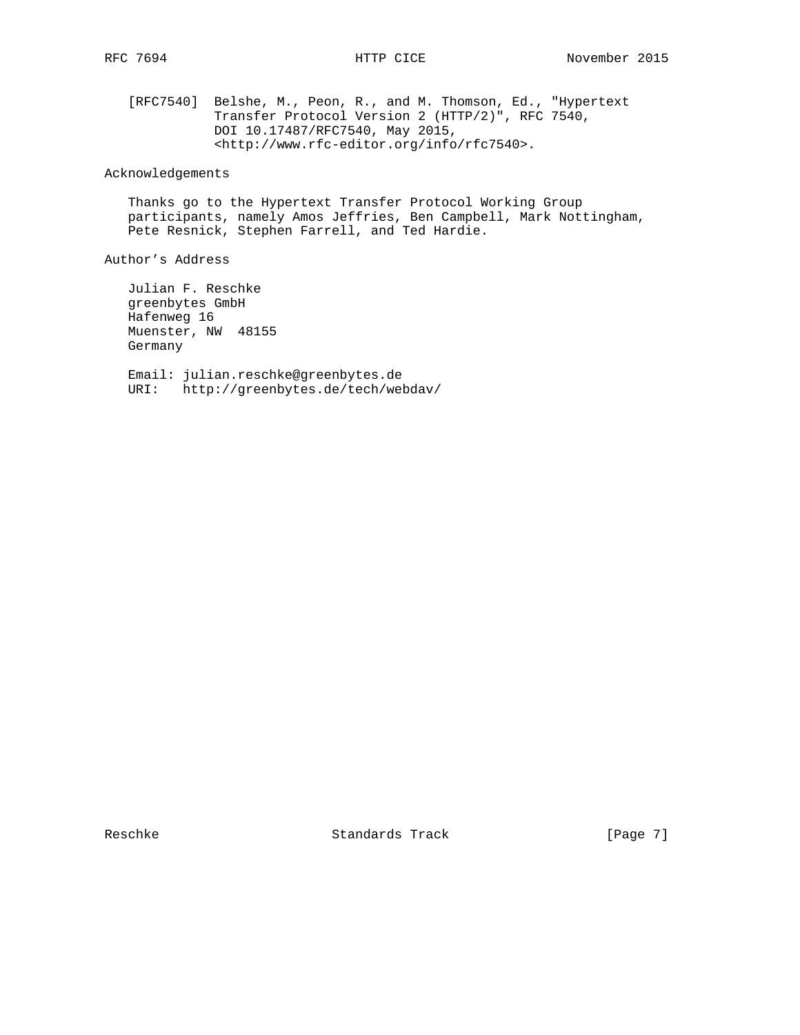[RFC7540] Belshe, M., Peon, R., and M. Thomson, Ed., "Hypertext Transfer Protocol Version 2 (HTTP/2)", RFC 7540, DOI 10.17487/RFC7540, May 2015, <http://www.rfc-editor.org/info/rfc7540>.

## Acknowledgements

Thanks go to the Hypertext Transfer Protocol Working Group participants, namely Amos Jeffries, Ben Campbell, Mark Nottingham, Pete Resnick, Stephen Farrell, and Ted Hardie.

## Author's Address

Julian F. Reschke
greenbytes GmbH
Hafenweg 16
Muenster, NW 48155
Germany

Email: julian.reschke@greenbytes.de
URI: http://greenbytes.de/tech/webdav/